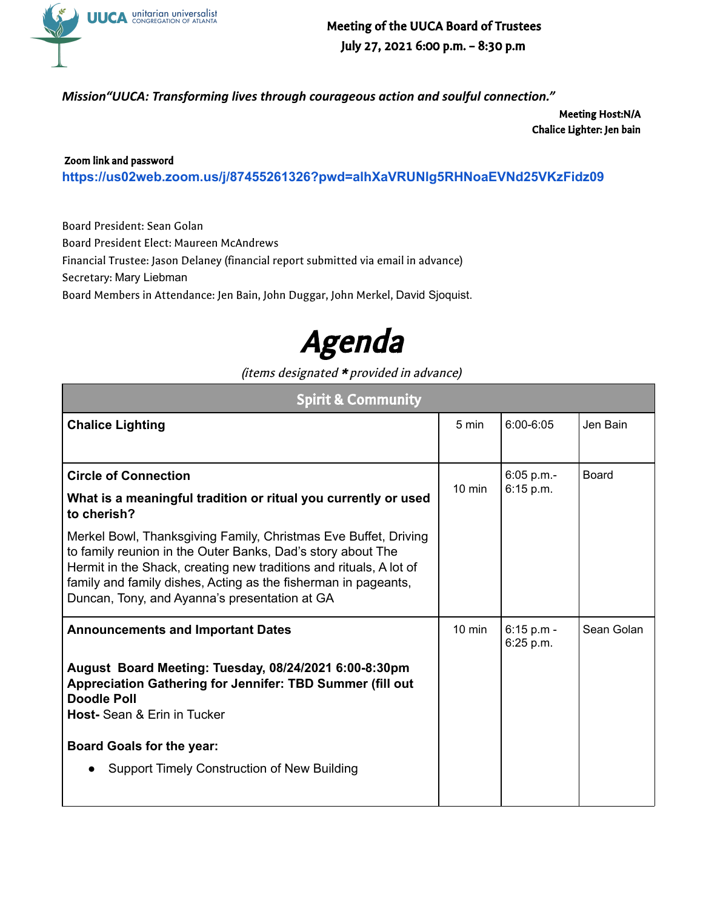UUCA unitarian universalist CONGREGATION OF ATLANTA

# Meeting of the UUCA Board of Trustees
## July 27, 2021 6:00 p.m. – 8:30 p.m

***Mission"UUCA: Transforming lives through courageous action and soulful connection."***

**Meeting Host:N/A**
**Chalice Lighter: Jen bain**

**Zoom link and password**
**https://us02web.zoom.us/j/87455261326?pwd=alhXaVRUNlg5RHNoaEVNd25VKzFidz09**

Board President: Sean Golan
Board President Elect: Maureen McAndrews
Financial Trustee: Jason Delaney (financial report submitted via email in advance)
Secretary: Mary Liebman
Board Members in Attendance: Jen Bain, John Duggar, John Merkel, David Sjoquist.

# *Agenda*

*(items designated * provided in advance)*

| Spirit & Community | | | |
|---|---|---|---|
| **Chalice Lighting** | 5 min | 6:00-6:05 | Jen Bain |
| **Circle of Connection**<br><br>**What is a meaningful tradition or ritual you currently or used to cherish?**<br><br>Merkel Bowl, Thanksgiving Family, Christmas Eve Buffet, Driving to family reunion in the Outer Banks, Dad's story about The Hermit in the Shack, creating new traditions and rituals, A lot of family and family dishes, Acting as the fisherman in pageants, Duncan, Tony, and Ayanna's presentation at GA | 10 min | 6:05 p.m.- 6:15 p.m. | Board |
| **Announcements and Important Dates**<br><br>**August Board Meeting: Tuesday, 08/24/2021 6:00-8:30pm**<br>**Appreciation Gathering for Jennifer: TBD Summer (fill out Doodle Poll**<br>**Host-** Sean & Erin in Tucker<br><br>**Board Goals for the year:**<br><br>● Support Timely Construction of New Building | 10 min | 6:15 p.m - 6:25 p.m. | Sean Golan |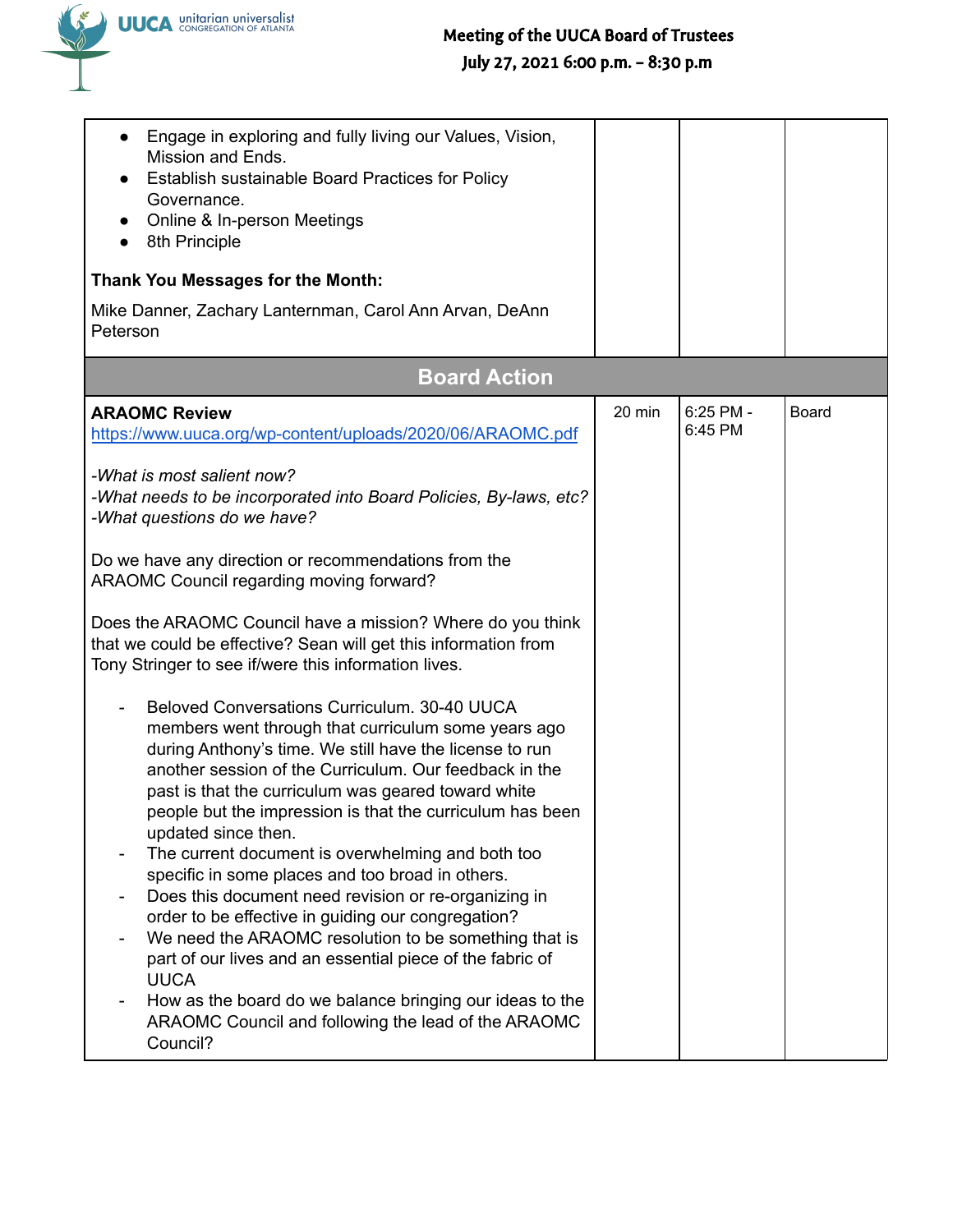| | | | |
|---|---|---|---|
| • Engage in exploring and fully living our Values, Vision, Mission and Ends.<br>• Establish sustainable Board Practices for Policy Governance.<br>• Online & In-person Meetings<br>• 8th Principle<br><br>**Thank You Messages for the Month:**<br><br>Mike Danner, Zachary Lanternman, Carol Ann Arvan, DeAnn Peterson | | | |
| **Board Action** | | | |
| **ARAOMC Review**<br>https://www.uuca.org/wp-content/uploads/2020/06/ARAOMC.pdf<br><br>*-What is most salient now?*<br>*-What needs to be incorporated into Board Policies, By-laws, etc?*<br>*-What questions do we have?*<br><br>Do we have any direction or recommendations from the ARAOMC Council regarding moving forward?<br><br>Does the ARAOMC Council have a mission? Where do you think that we could be effective? Sean will get this information from Tony Stringer to see if/were this information lives.<br><br>- Beloved Conversations Curriculum. 30-40 UUCA members went through that curriculum some years ago during Anthony's time. We still have the license to run another session of the Curriculum. Our feedback in the past is that the curriculum was geared toward white people but the impression is that the curriculum has been updated since then.<br>- The current document is overwhelming and both too specific in some places and too broad in others.<br>- Does this document need revision or re-organizing in order to be effective in guiding our congregation?<br>- We need the ARAOMC resolution to be something that is part of our lives and an essential piece of the fabric of UUCA<br>- How as the board do we balance bringing our ideas to the ARAOMC Council and following the lead of the ARAOMC Council? | 20 min | 6:25 PM - 6:45 PM | Board |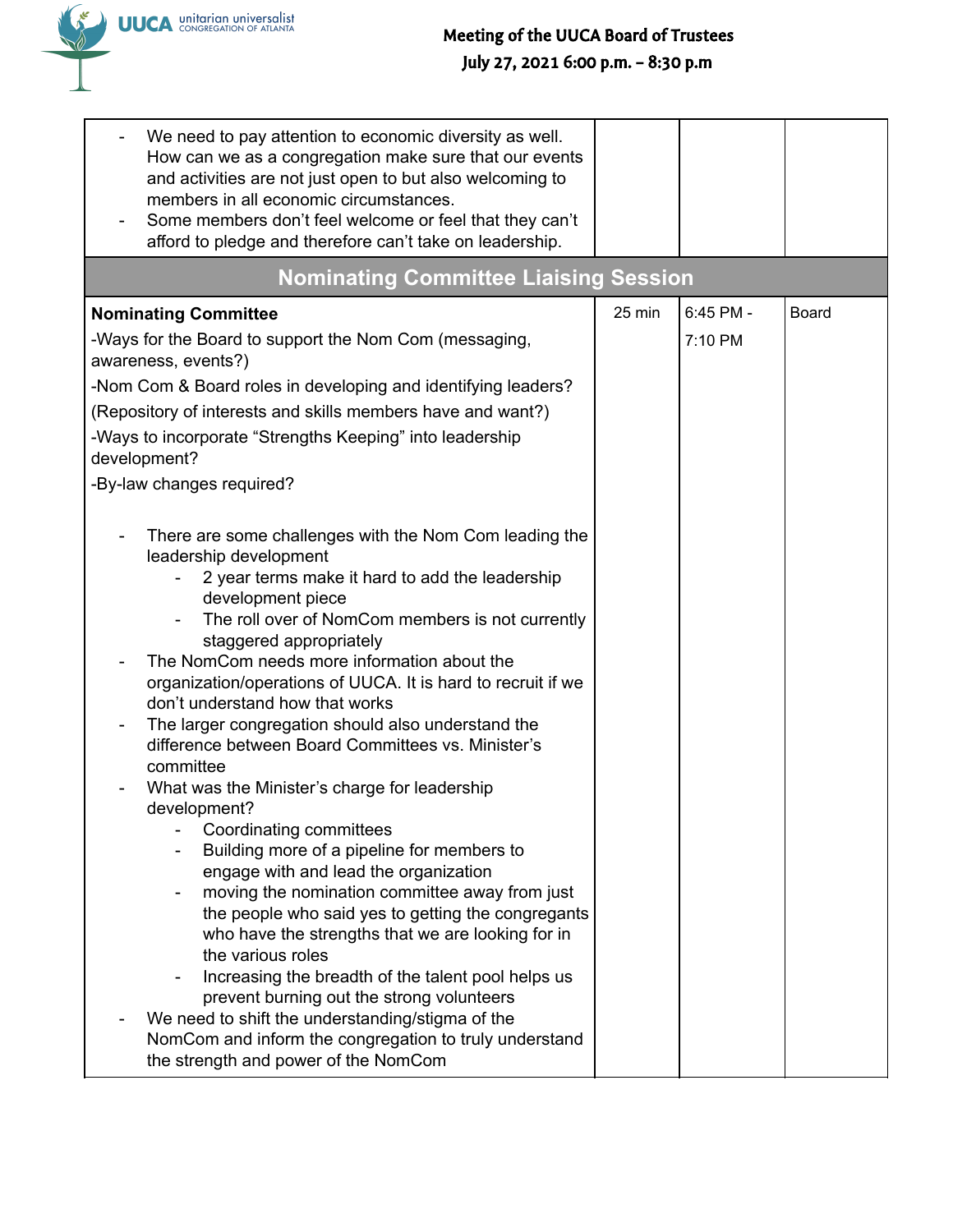| | | | |
|---|---|---|---|
| - We need to pay attention to economic diversity as well. How can we as a congregation make sure that our events and activities are not just open to but also welcoming to members in all economic circumstances.<br>- Some members don't feel welcome or feel that they can't afford to pledge and therefore can't take on leadership. | | | |
| **Nominating Committee Liaising Session** | | | |
| **Nominating Committee**<br>-Ways for the Board to support the Nom Com (messaging, awareness, events?)<br>-Nom Com & Board roles in developing and identifying leaders?<br>(Repository of interests and skills members have and want?)<br>-Ways to incorporate "Strengths Keeping" into leadership development?<br>-By-law changes required?<br><br>- There are some challenges with the Nom Com leading the leadership development<br>&nbsp;&nbsp;&nbsp;&nbsp;- 2 year terms make it hard to add the leadership development piece<br>&nbsp;&nbsp;&nbsp;&nbsp;- The roll over of NomCom members is not currently staggered appropriately<br>- The NomCom needs more information about the organization/operations of UUCA. It is hard to recruit if we don't understand how that works<br>- The larger congregation should also understand the difference between Board Committees vs. Minister's committee<br>- What was the Minister's charge for leadership development?<br>&nbsp;&nbsp;&nbsp;&nbsp;- Coordinating committees<br>&nbsp;&nbsp;&nbsp;&nbsp;- Building more of a pipeline for members to engage with and lead the organization<br>&nbsp;&nbsp;&nbsp;&nbsp;- moving the nomination committee away from just the people who said yes to getting the congregants who have the strengths that we are looking for in the various roles<br>&nbsp;&nbsp;&nbsp;&nbsp;- Increasing the breadth of the talent pool helps us prevent burning out the strong volunteers<br>- We need to shift the understanding/stigma of the NomCom and inform the congregation to truly understand the strength and power of the NomCom | 25 min | 6:45 PM - 7:10 PM | Board |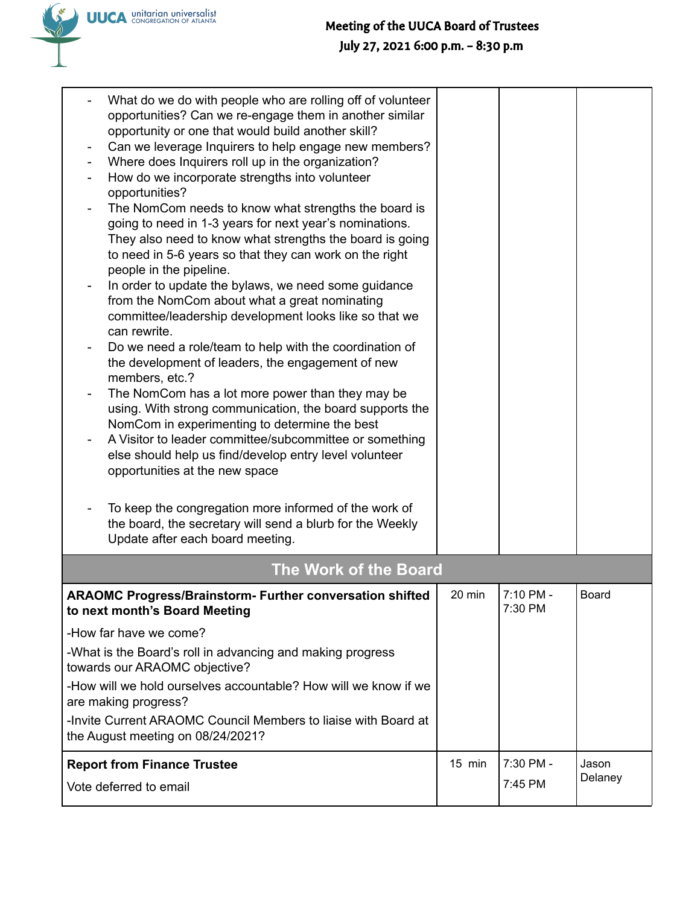| | | | |
|---|---|---|---|
| - What do we do with people who are rolling off of volunteer opportunities? Can we re-engage them in another similar opportunity or one that would build another skill?<br>- Can we leverage Inquirers to help engage new members?<br>- Where does Inquirers roll up in the organization?<br>- How do we incorporate strengths into volunteer opportunities?<br>- The NomCom needs to know what strengths the board is going to need in 1-3 years for next year's nominations. They also need to know what strengths the board is going to need in 5-6 years so that they can work on the right people in the pipeline.<br>- In order to update the bylaws, we need some guidance from the NomCom about what a great nominating committee/leadership development looks like so that we can rewrite.<br>- Do we need a role/team to help with the coordination of the development of leaders, the engagement of new members, etc.?<br>- The NomCom has a lot more power than they may be using. With strong communication, the board supports the NomCom in experimenting to determine the best<br>- A Visitor to leader committee/subcommittee or something else should help us find/develop entry level volunteer opportunities at the new space<br><br>- To keep the congregation more informed of the work of the board, the secretary will send a blurb for the Weekly Update after each board meeting. | | | |
| **The Work of the Board** | | | |
| **ARAOMC Progress/Brainstorm- Further conversation shifted to next month's Board Meeting**<br><br>-How far have we come?<br><br>-What is the Board's roll in advancing and making progress towards our ARAOMC objective?<br><br>-How will we hold ourselves accountable? How will we know if we are making progress?<br><br>-Invite Current ARAOMC Council Members to liaise with Board at the August meeting on 08/24/2021? | 20 min | 7:10 PM - 7:30 PM | Board |
| **Report from Finance Trustee**<br><br>Vote deferred to email | 15 min | 7:30 PM - 7:45 PM | Jason Delaney |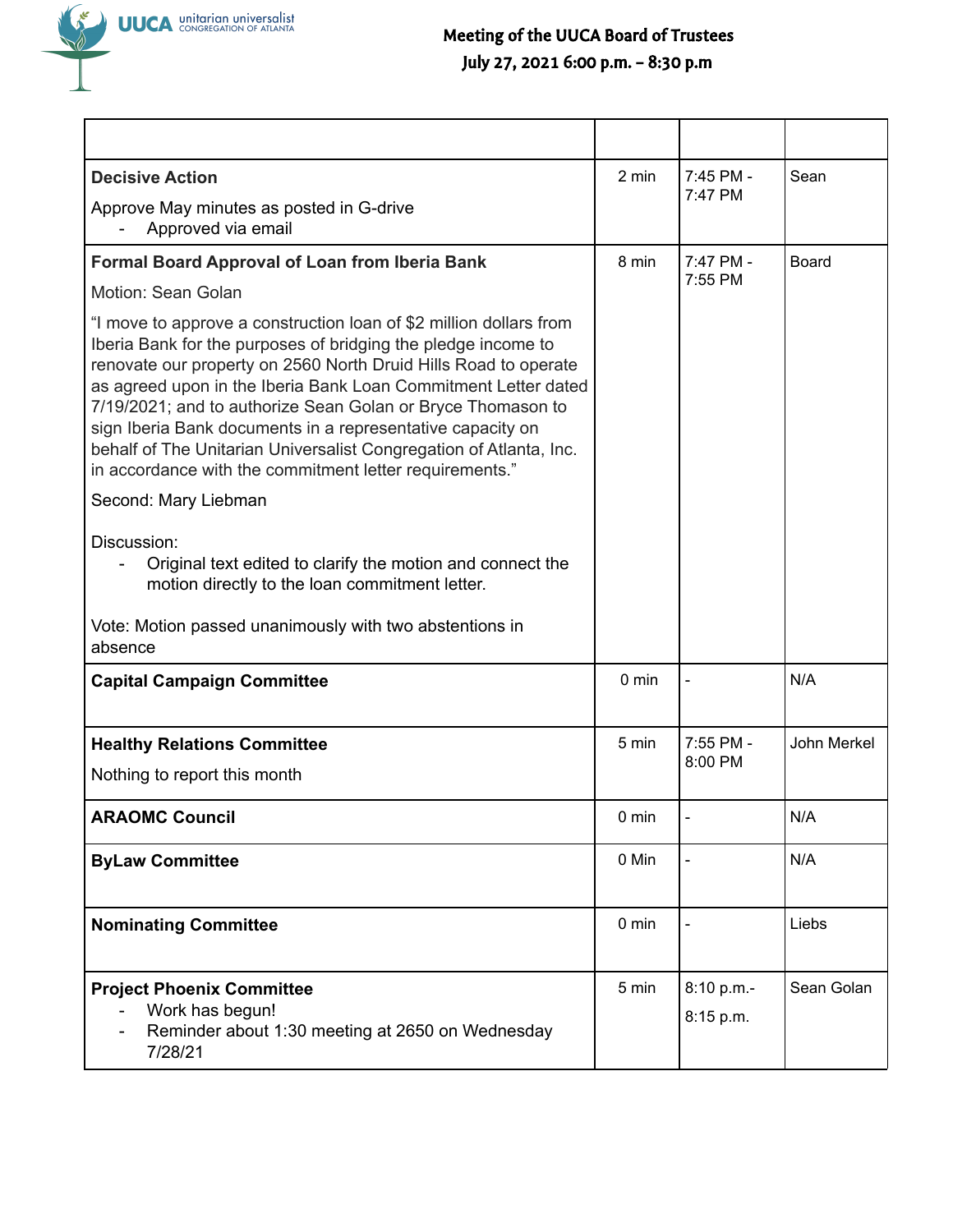# Meeting of the UUCA Board of Trustees

**July 27, 2021 6:00 p.m. – 8:30 p.m**

| | | | |
|---|---|---|---|
| **Decisive Action**<br><br>Approve May minutes as posted in G-drive<br>- Approved via email | 2 min | 7:45 PM - 7:47 PM | Sean |
| **Formal Board Approval of Loan from Iberia Bank**<br><br>Motion: Sean Golan<br><br>"I move to approve a construction loan of $2 million dollars from Iberia Bank for the purposes of bridging the pledge income to renovate our property on 2560 North Druid Hills Road to operate as agreed upon in the Iberia Bank Loan Commitment Letter dated 7/19/2021; and to authorize Sean Golan or Bryce Thomason to sign Iberia Bank documents in a representative capacity on behalf of The Unitarian Universalist Congregation of Atlanta, Inc. in accordance with the commitment letter requirements."<br><br>Second: Mary Liebman<br><br>Discussion:<br>- Original text edited to clarify the motion and connect the motion directly to the loan commitment letter.<br><br>Vote: Motion passed unanimously with two abstentions in absence | 8 min | 7:47 PM - 7:55 PM | Board |
| **Capital Campaign Committee** | 0 min | - | N/A |
| **Healthy Relations Committee**<br><br>Nothing to report this month | 5 min | 7:55 PM - 8:00 PM | John Merkel |
| **ARAOMC Council** | 0 min | - | N/A |
| **ByLaw Committee** | 0 Min | - | N/A |
| **Nominating Committee** | 0 min | - | Liebs |
| **Project Phoenix Committee**<br>- Work has begun!<br>- Reminder about 1:30 meeting at 2650 on Wednesday 7/28/21 | 5 min | 8:10 p.m.- 8:15 p.m. | Sean Golan |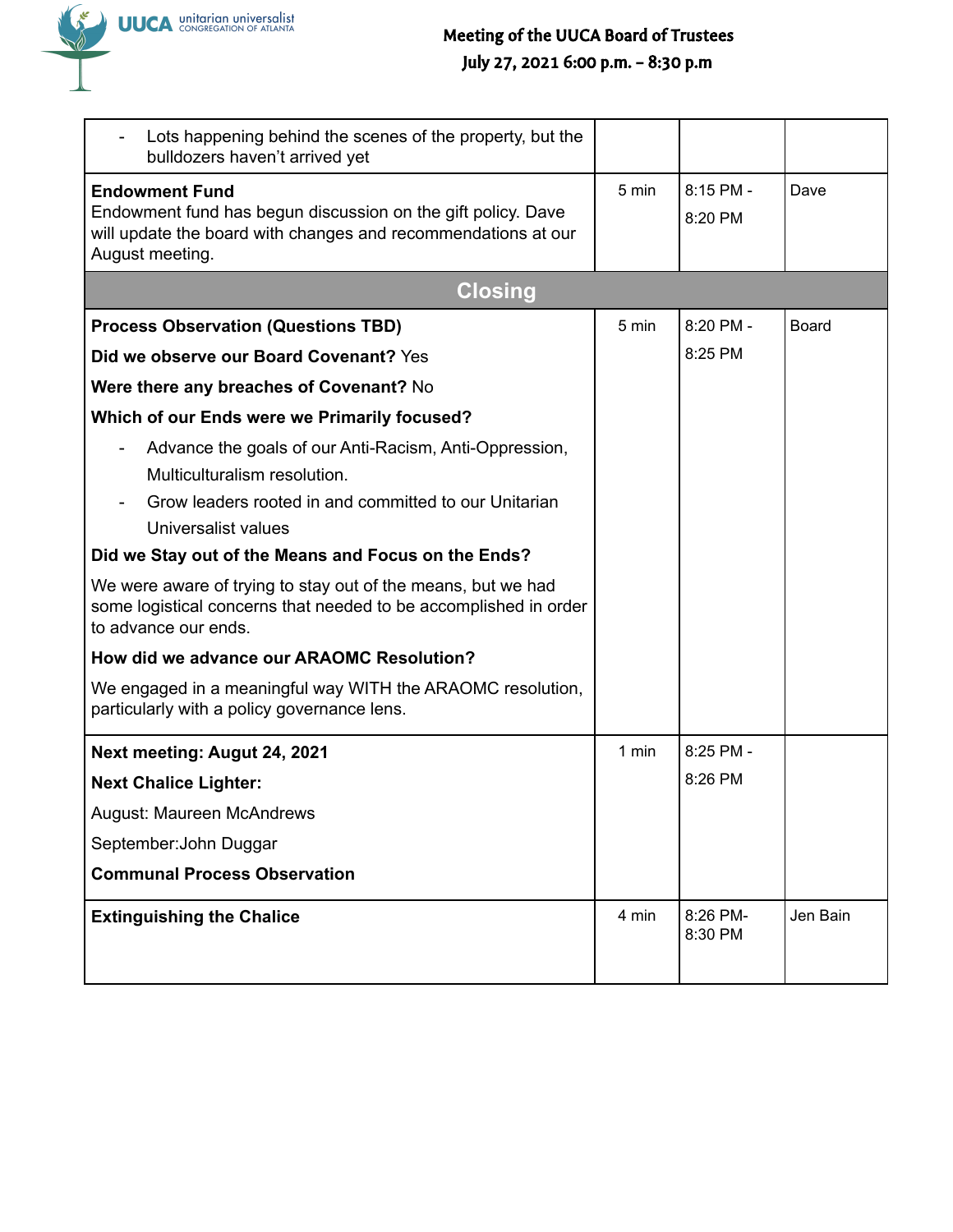| | | | |
|---|---|---|---|
| - Lots happening behind the scenes of the property, but the bulldozers haven't arrived yet | | | |
| **Endowment Fund**<br>Endowment fund has begun discussion on the gift policy. Dave will update the board with changes and recommendations at our August meeting. | 5 min | 8:15 PM - 8:20 PM | Dave |
| **Closing** | | | |
| **Process Observation (Questions TBD)**<br>**Did we observe our Board Covenant?** Yes<br>**Were there any breaches of Covenant?** No<br>**Which of our Ends were we Primarily focused?**<br>- Advance the goals of our Anti-Racism, Anti-Oppression, Multiculturalism resolution.<br>- Grow leaders rooted in and committed to our Unitarian Universalist values<br>**Did we Stay out of the Means and Focus on the Ends?**<br>We were aware of trying to stay out of the means, but we had some logistical concerns that needed to be accomplished in order to advance our ends.<br>**How did we advance our ARAOMC Resolution?**<br>We engaged in a meaningful way WITH the ARAOMC resolution, particularly with a policy governance lens. | 5 min | 8:20 PM - 8:25 PM | Board |
| **Next meeting: August 24, 2021**<br>**Next Chalice Lighter:**<br>August: Maureen McAndrews<br>September:John Duggar<br>**Communal Process Observation** | 1 min | 8:25 PM - 8:26 PM | |
| **Extinguishing the Chalice** | 4 min | 8:26 PM- 8:30 PM | Jen Bain |